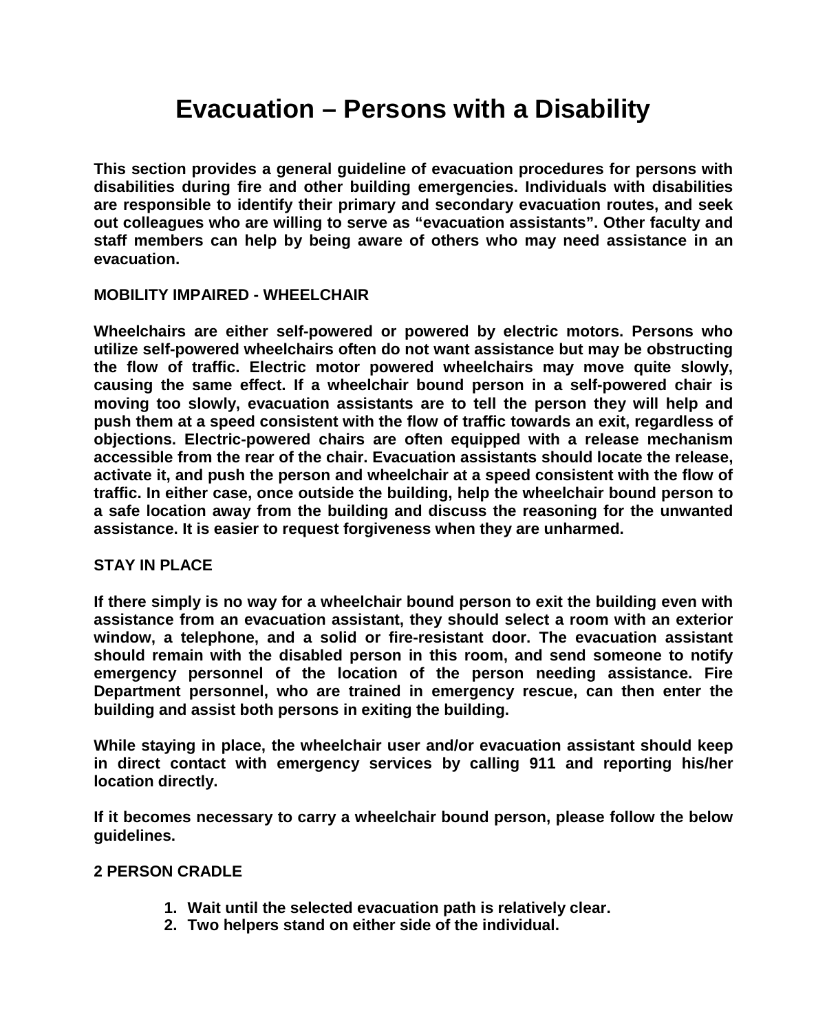# Evacuation – Persons with a Disability

**This section provides a general guideline of evacuation procedures for persons with disabilities during fire and other building emergencies. Individuals with disabilities are responsible to identify their primary and secondary evacuation routes, and seek out colleagues who are willing to serve as "evacuation assistants". Other faculty and staff members can help by being aware of others who may need assistance in an evacuation.**

## MOBILITY IMPAIRED - WHEELCHAIR

**Wheelchairs are either self-powered or powered by electric motors. Persons who utilize self-powered wheelchairs often do not want assistance but may be obstructing the flow of traffic. Electric motor powered wheelchairs may move quite slowly, causing the same effect. If a wheelchair bound person in a self-powered chair is moving too slowly, evacuation assistants are to tell the person they will help and push them at a speed consistent with the flow of traffic towards an exit, regardless of objections. Electric-powered chairs are often equipped with a release mechanism accessible from the rear of the chair. Evacuation assistants should locate the release, activate it, and push the person and wheelchair at a speed consistent with the flow of traffic. In either case, once outside the building, help the wheelchair bound person to a safe location away from the building and discuss the reasoning for the unwanted assistance. It is easier to request forgiveness when they are unharmed.**

## STAY IN PLACE

**If there simply is no way for a wheelchair bound person to exit the building even with assistance from an evacuation assistant, they should select a room with an exterior window, a telephone, and a solid or fire-resistant door. The evacuation assistant should remain with the disabled person in this room, and send someone to notify emergency personnel of the location of the person needing assistance. Fire Department personnel, who are trained in emergency rescue, can then enter the building and assist both persons in exiting the building.**

**While staying in place, the wheelchair user and/or evacuation assistant should keep in direct contact with emergency services by calling 911 and reporting his/her location directly.**

**If it becomes necessary to carry a wheelchair bound person, please follow the below guidelines.**

## 2 PERSON CRADLE

1. **Wait until the selected evacuation path is relatively clear.**
2. **Two helpers stand on either side of the individual.**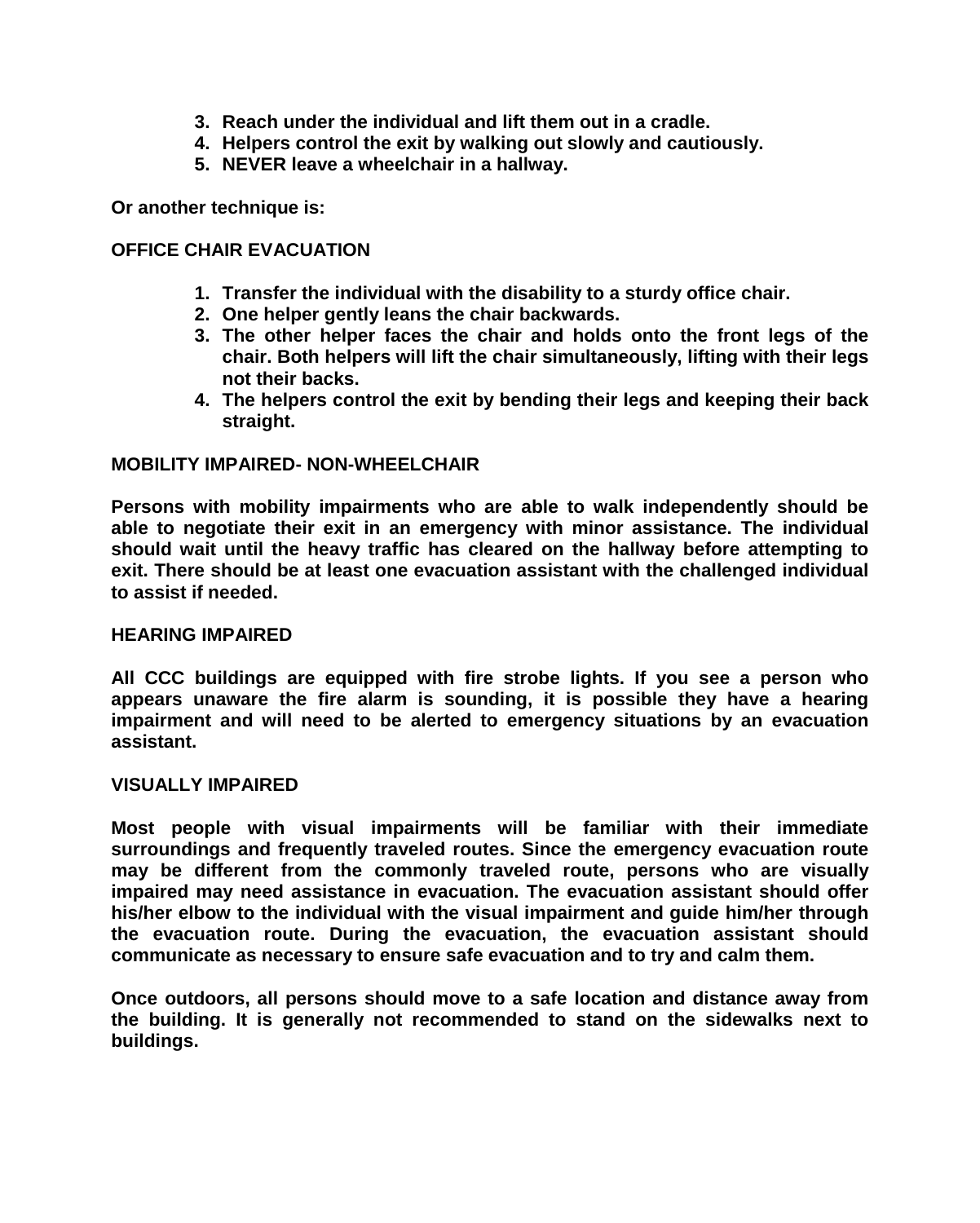3. **Reach under the individual and lift them out in a cradle.**
4. **Helpers control the exit by walking out slowly and cautiously.**
5. **NEVER leave a wheelchair in a hallway.**

**Or another technique is:**

**OFFICE CHAIR EVACUATION**

1. **Transfer the individual with the disability to a sturdy office chair.**
2. **One helper gently leans the chair backwards.**
3. **The other helper faces the chair and holds onto the front legs of the chair. Both helpers will lift the chair simultaneously, lifting with their legs not their backs.**
4. **The helpers control the exit by bending their legs and keeping their back straight.**

**MOBILITY IMPAIRED- NON-WHEELCHAIR**

**Persons with mobility impairments who are able to walk independently should be able to negotiate their exit in an emergency with minor assistance. The individual should wait until the heavy traffic has cleared on the hallway before attempting to exit. There should be at least one evacuation assistant with the challenged individual to assist if needed.**

**HEARING IMPAIRED**

**All CCC buildings are equipped with fire strobe lights. If you see a person who appears unaware the fire alarm is sounding, it is possible they have a hearing impairment and will need to be alerted to emergency situations by an evacuation assistant.**

**VISUALLY IMPAIRED**

**Most people with visual impairments will be familiar with their immediate surroundings and frequently traveled routes. Since the emergency evacuation route may be different from the commonly traveled route, persons who are visually impaired may need assistance in evacuation. The evacuation assistant should offer his/her elbow to the individual with the visual impairment and guide him/her through the evacuation route. During the evacuation, the evacuation assistant should communicate as necessary to ensure safe evacuation and to try and calm them.**

**Once outdoors, all persons should move to a safe location and distance away from the building. It is generally not recommended to stand on the sidewalks next to buildings.**